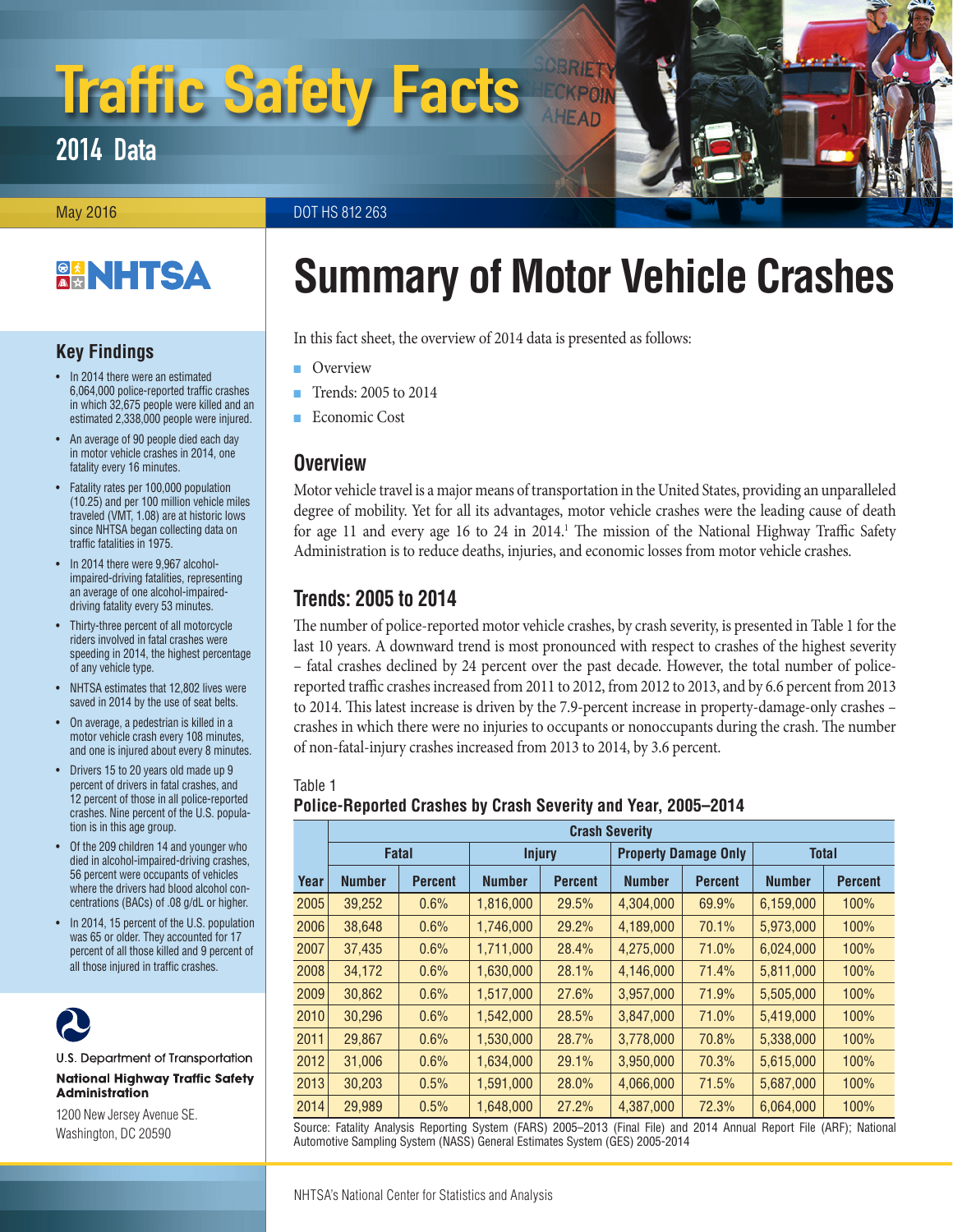# Traffic Safety Facts

## 2014 Data

May 2016

DOT HS 812 263

# Summary of Motor Vehicle Crashes

### Key Findings

- In 2014 there were an estimated 6,064,000 police-reported traffic crashes in which 32,675 people were killed and an estimated 2,338,000 people were injured.
- An average of 90 people died each day in motor vehicle crashes in 2014, one fatality every 16 minutes.
- Fatality rates per 100,000 population (10.25) and per 100 million vehicle miles traveled (VMT, 1.08) are at historic lows since NHTSA began collecting data on traffic fatalities in 1975.
- In 2014 there were 9,967 alcohol-impaired-driving fatalities, representing an average of one alcohol-impaired-driving fatality every 53 minutes.
- Thirty-three percent of all motorcycle riders involved in fatal crashes were speeding in 2014, the highest percentage of any vehicle type.
- NHTSA estimates that 12,802 lives were saved in 2014 by the use of seat belts.
- On average, a pedestrian is killed in a motor vehicle crash every 108 minutes, and one is injured about every 8 minutes.
- Drivers 15 to 20 years old made up 9 percent of drivers in fatal crashes, and 12 percent of those in all police-reported crashes. Nine percent of the U.S. population is in this age group.
- Of the 209 children 14 and younger who died in alcohol-impaired-driving crashes, 56 percent were occupants of vehicles where the drivers had blood alcohol concentrations (BACs) of .08 g/dL or higher.
- In 2014, 15 percent of the U.S. population was 65 or older. They accounted for 17 percent of all those killed and 9 percent of all those injured in traffic crashes.

U.S. Department of Transportation
**National Highway Traffic Safety Administration**
1200 New Jersey Avenue SE.
Washington, DC 20590

In this fact sheet, the overview of 2014 data is presented as follows:

- Overview
- Trends: 2005 to 2014
- Economic Cost

## Overview

Motor vehicle travel is a major means of transportation in the United States, providing an unparalleled degree of mobility. Yet for all its advantages, motor vehicle crashes were the leading cause of death for age 11 and every age 16 to 24 in 2014.[1] The mission of the National Highway Traffic Safety Administration is to reduce deaths, injuries, and economic losses from motor vehicle crashes.

## Trends: 2005 to 2014

The number of police-reported motor vehicle crashes, by crash severity, is presented in Table 1 for the last 10 years. A downward trend is most pronounced with respect to crashes of the highest severity – fatal crashes declined by 24 percent over the past decade. However, the total number of police-reported traffic crashes increased from 2011 to 2012, from 2012 to 2013, and by 6.6 percent from 2013 to 2014. This latest increase is driven by the 7.9-percent increase in property-damage-only crashes – crashes in which there were no injuries to occupants or nonoccupants during the crash. The number of non-fatal-injury crashes increased from 2013 to 2014, by 3.6 percent.

Table 1
**Police-Reported Crashes by Crash Severity and Year, 2005–2014**

| | Crash Severity | | | | | | | |
|---|---|---|---|---|---|---|---|---|
| | Fatal | | Injury | | Property Damage Only | | Total | |
| Year | Number | Percent | Number | Percent | Number | Percent | Number | Percent |
| 2005 | 39,252 | 0.6% | 1,816,000 | 29.5% | 4,304,000 | 69.9% | 6,159,000 | 100% |
| 2006 | 38,648 | 0.6% | 1,746,000 | 29.2% | 4,189,000 | 70.1% | 5,973,000 | 100% |
| 2007 | 37,435 | 0.6% | 1,711,000 | 28.4% | 4,275,000 | 71.0% | 6,024,000 | 100% |
| 2008 | 34,172 | 0.6% | 1,630,000 | 28.1% | 4,146,000 | 71.4% | 5,811,000 | 100% |
| 2009 | 30,862 | 0.6% | 1,517,000 | 27.6% | 3,957,000 | 71.9% | 5,505,000 | 100% |
| 2010 | 30,296 | 0.6% | 1,542,000 | 28.5% | 3,847,000 | 71.0% | 5,419,000 | 100% |
| 2011 | 29,867 | 0.6% | 1,530,000 | 28.7% | 3,778,000 | 70.8% | 5,338,000 | 100% |
| 2012 | 31,006 | 0.6% | 1,634,000 | 29.1% | 3,950,000 | 70.3% | 5,615,000 | 100% |
| 2013 | 30,203 | 0.5% | 1,591,000 | 28.0% | 4,066,000 | 71.5% | 5,687,000 | 100% |
| 2014 | 29,989 | 0.5% | 1,648,000 | 27.2% | 4,387,000 | 72.3% | 6,064,000 | 100% |

Source: Fatality Analysis Reporting System (FARS) 2005–2013 (Final File) and 2014 Annual Report File (ARF); National Automotive Sampling System (NASS) General Estimates System (GES) 2005-2014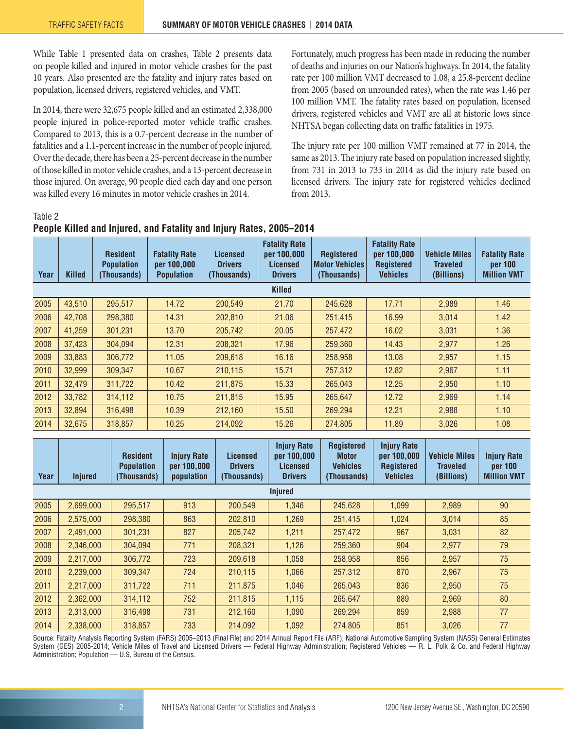While Table 1 presented data on crashes, Table 2 presents data on people killed and injured in motor vehicle crashes for the past 10 years. Also presented are the fatality and injury rates based on population, licensed drivers, registered vehicles, and VMT.

In 2014, there were 32,675 people killed and an estimated 2,338,000 people injured in police-reported motor vehicle traffic crashes. Compared to 2013, this is a 0.7-percent decrease in the number of fatalities and a 1.1-percent increase in the number of people injured. Over the decade, there has been a 25-percent decrease in the number of those killed in motor vehicle crashes, and a 13-percent decrease in those injured. On average, 90 people died each day and one person was killed every 16 minutes in motor vehicle crashes in 2014.

Fortunately, much progress has been made in reducing the number of deaths and injuries on our Nation's highways. In 2014, the fatality rate per 100 million VMT decreased to 1.08, a 25.8-percent decline from 2005 (based on unrounded rates), when the rate was 1.46 per 100 million VMT. The fatality rates based on population, licensed drivers, registered vehicles and VMT are all at historic lows since NHTSA began collecting data on traffic fatalities in 1975.

The injury rate per 100 million VMT remained at 77 in 2014, the same as 2013. The injury rate based on population increased slightly, from 731 in 2013 to 733 in 2014 as did the injury rate based on licensed drivers. The injury rate for registered vehicles declined from 2013.

Table 2
**People Killed and Injured, and Fatality and Injury Rates, 2005–2014**

| Year | Killed | Resident Population (Thousands) | Fatality Rate per 100,000 Population | Licensed Drivers (Thousands) | Fatality Rate per 100,000 Licensed Drivers | Registered Motor Vehicles (Thousands) | Fatality Rate per 100,000 Registered Vehicles | Vehicle Miles Traveled (Billions) | Fatality Rate per 100 Million VMT |
|---|---|---|---|---|---|---|---|---|---|
| **Killed** | | | | | | | | | |
| 2005 | 43,510 | 295,517 | 14.72 | 200,549 | 21.70 | 245,628 | 17.71 | 2,989 | 1.46 |
| 2006 | 42,708 | 298,380 | 14.31 | 202,810 | 21.06 | 251,415 | 16.99 | 3,014 | 1.42 |
| 2007 | 41,259 | 301,231 | 13.70 | 205,742 | 20.05 | 257,472 | 16.02 | 3,031 | 1.36 |
| 2008 | 37,423 | 304,094 | 12.31 | 208,321 | 17.96 | 259,360 | 14.43 | 2,977 | 1.26 |
| 2009 | 33,883 | 306,772 | 11.05 | 209,618 | 16.16 | 258,958 | 13.08 | 2,957 | 1.15 |
| 2010 | 32,999 | 309,347 | 10.67 | 210,115 | 15.71 | 257,312 | 12.82 | 2,967 | 1.11 |
| 2011 | 32,479 | 311,722 | 10.42 | 211,875 | 15.33 | 265,043 | 12.25 | 2,950 | 1.10 |
| 2012 | 33,782 | 314,112 | 10.75 | 211,815 | 15.95 | 265,647 | 12.72 | 2,969 | 1.14 |
| 2013 | 32,894 | 316,498 | 10.39 | 212,160 | 15.50 | 269,294 | 12.21 | 2,988 | 1.10 |
| 2014 | 32,675 | 318,857 | 10.25 | 214,092 | 15.26 | 274,805 | 11.89 | 3,026 | 1.08 |

| Year | Injured | Resident Population (Thousands) | Injury Rate per 100,000 population | Licensed Drivers (Thousands) | Injury Rate per 100,000 Licensed Drivers | Registered Motor Vehicles (Thousands) | Injury Rate per 100,000 Registered Vehicles | Vehicle Miles Traveled (Billions) | Injury Rate per 100 Million VMT |
|---|---|---|---|---|---|---|---|---|---|
| **Injured** | | | | | | | | | |
| 2005 | 2,699,000 | 295,517 | 913 | 200,549 | 1,346 | 245,628 | 1,099 | 2,989 | 90 |
| 2006 | 2,575,000 | 298,380 | 863 | 202,810 | 1,269 | 251,415 | 1,024 | 3,014 | 85 |
| 2007 | 2,491,000 | 301,231 | 827 | 205,742 | 1,211 | 257,472 | 967 | 3,031 | 82 |
| 2008 | 2,346,000 | 304,094 | 771 | 208,321 | 1,126 | 259,360 | 904 | 2,977 | 79 |
| 2009 | 2,217,000 | 306,772 | 723 | 209,618 | 1,058 | 258,958 | 856 | 2,957 | 75 |
| 2010 | 2,239,000 | 309,347 | 724 | 210,115 | 1,066 | 257,312 | 870 | 2,967 | 75 |
| 2011 | 2,217,000 | 311,722 | 711 | 211,875 | 1,046 | 265,043 | 836 | 2,950 | 75 |
| 2012 | 2,362,000 | 314,112 | 752 | 211,815 | 1,115 | 265,647 | 889 | 2,969 | 80 |
| 2013 | 2,313,000 | 316,498 | 731 | 212,160 | 1,090 | 269,294 | 859 | 2,988 | 77 |
| 2014 | 2,338,000 | 318,857 | 733 | 214,092 | 1,092 | 274,805 | 851 | 3,026 | 77 |

Source: Fatality Analysis Reporting System (FARS) 2005–2013 (Final File) and 2014 Annual Report File (ARF); National Automotive Sampling System (NASS) General Estimates System (GES) 2005-2014; Vehicle Miles of Travel and Licensed Drivers — Federal Highway Administration; Registered Vehicles — R. L. Polk & Co. and Federal Highway Administration; Population — U.S. Bureau of the Census.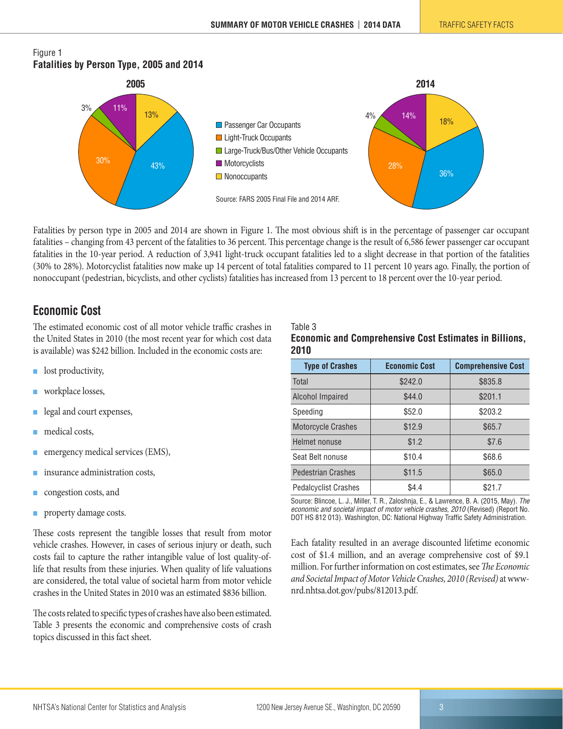Figure 1
**Fatalities by Person Type, 2005 and 2014**

**2005**

- Passenger Car Occupants: 43%
- Light-Truck Occupants: 30%
- Large-Truck/Bus/Other Vehicle Occupants: 3%
- Motorcyclists: 11%
- Nonoccupants: 13%

**2014**

- Passenger Car Occupants: 36%
- Light-Truck Occupants: 28%
- Large-Truck/Bus/Other Vehicle Occupants: 4%
- Motorcyclists: 14%
- Nonoccupants: 18%

Source: FARS 2005 Final File and 2014 ARF.

Fatalities by person type in 2005 and 2014 are shown in Figure 1. The most obvious shift is in the percentage of passenger car occupant fatalities – changing from 43 percent of the fatalities to 36 percent. This percentage change is the result of 6,586 fewer passenger car occupant fatalities in the 10-year period. A reduction of 3,941 light-truck occupant fatalities led to a slight decrease in that portion of the fatalities (30% to 28%). Motorcyclist fatalities now make up 14 percent of total fatalities compared to 11 percent 10 years ago. Finally, the portion of nonoccupant (pedestrian, bicyclists, and other cyclists) fatalities has increased from 13 percent to 18 percent over the 10-year period.

## Economic Cost

The estimated economic cost of all motor vehicle traffic crashes in the United States in 2010 (the most recent year for which cost data is available) was $242 billion. Included in the economic costs are:

- lost productivity,
- workplace losses,
- legal and court expenses,
- medical costs,
- emergency medical services (EMS),
- insurance administration costs,
- congestion costs, and
- property damage costs.

These costs represent the tangible losses that result from motor vehicle crashes. However, in cases of serious injury or death, such costs fail to capture the rather intangible value of lost quality-of-life that results from these injuries. When quality of life valuations are considered, the total value of societal harm from motor vehicle crashes in the United States in 2010 was an estimated $836 billion.

The costs related to specific types of crashes have also been estimated. Table 3 presents the economic and comprehensive costs of crash topics discussed in this fact sheet.

Table 3
**Economic and Comprehensive Cost Estimates in Billions, 2010**

| Type of Crashes | Economic Cost | Comprehensive Cost |
|---|---|---|
| Total | $242.0 | $835.8 |
| Alcohol Impaired | $44.0 | $201.1 |
| Speeding | $52.0 | $203.2 |
| Motorcycle Crashes | $12.9 | $65.7 |
| Helmet nonuse | $1.2 | $7.6 |
| Seat Belt nonuse | $10.4 | $68.6 |
| Pedestrian Crashes | $11.5 | $65.0 |
| Pedalcyclist Crashes | $4.4 | $21.7 |

Source: Blincoe, L. J., Miller, T. R., Zaloshnja, E., & Lawrence, B. A. (2015, May). *The economic and societal impact of motor vehicle crashes, 2010* (Revised) (Report No. DOT HS 812 013). Washington, DC: National Highway Traffic Safety Administration.

Each fatality resulted in an average discounted lifetime economic cost of $1.4 million, and an average comprehensive cost of $9.1 million. For further information on cost estimates, see *The Economic and Societal Impact of Motor Vehicle Crashes, 2010 (Revised)* at www-nrd.nhtsa.dot.gov/pubs/812013.pdf.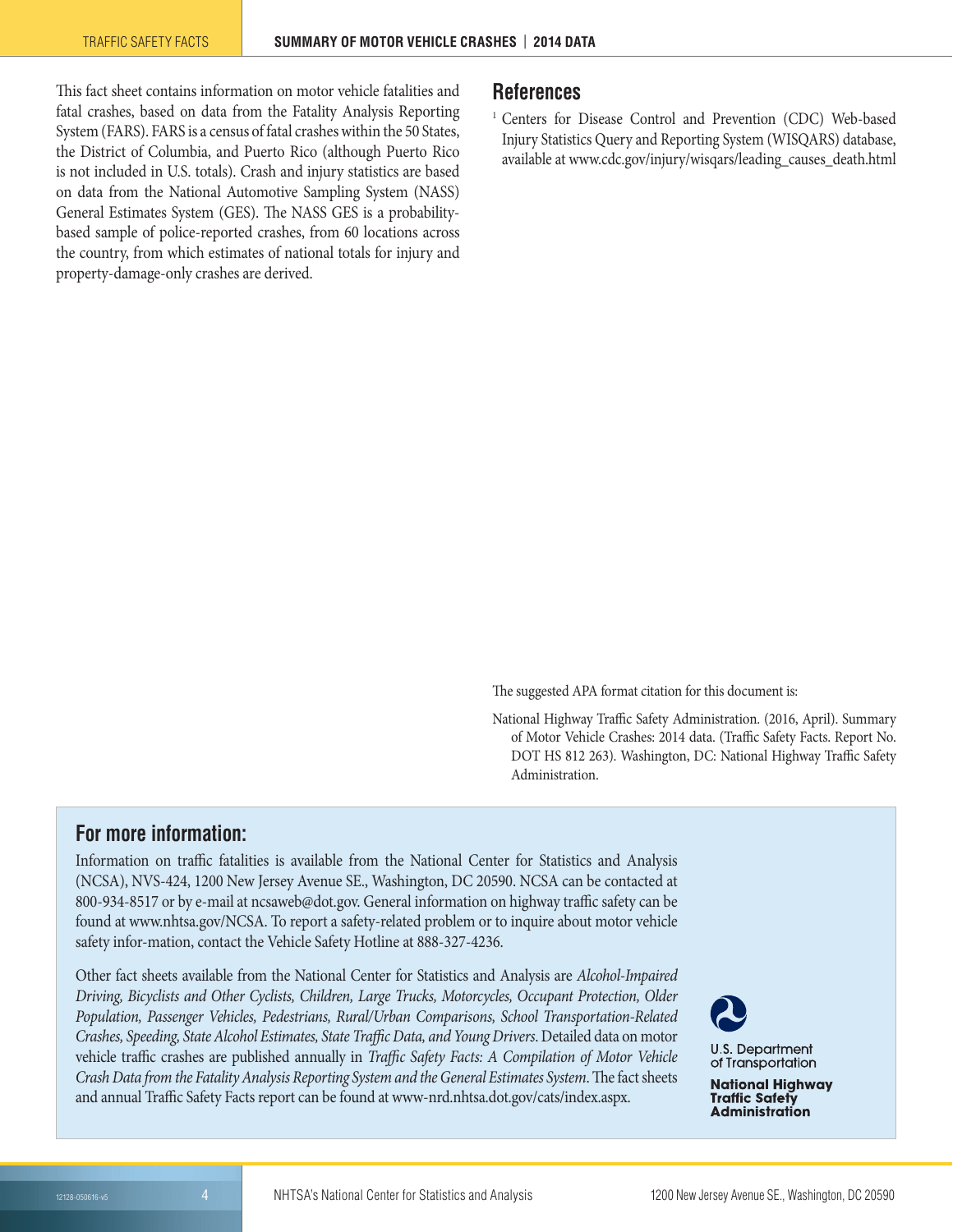This fact sheet contains information on motor vehicle fatalities and fatal crashes, based on data from the Fatality Analysis Reporting System (FARS). FARS is a census of fatal crashes within the 50 States, the District of Columbia, and Puerto Rico (although Puerto Rico is not included in U.S. totals). Crash and injury statistics are based on data from the National Automotive Sampling System (NASS) General Estimates System (GES). The NASS GES is a probability-based sample of police-reported crashes, from 60 locations across the country, from which estimates of national totals for injury and property-damage-only crashes are derived.

## References

[1] Centers for Disease Control and Prevention (CDC) Web-based Injury Statistics Query and Reporting System (WISQARS) database, available at www.cdc.gov/injury/wisqars/leading_causes_death.html

The suggested APA format citation for this document is:

National Highway Traffic Safety Administration. (2016, April). Summary of Motor Vehicle Crashes: 2014 data. (Traffic Safety Facts. Report No. DOT HS 812 263). Washington, DC: National Highway Traffic Safety Administration.

## For more information:

Information on traffic fatalities is available from the National Center for Statistics and Analysis (NCSA), NVS-424, 1200 New Jersey Avenue SE., Washington, DC 20590. NCSA can be contacted at 800-934-8517 or by e-mail at ncsaweb@dot.gov. General information on highway traffic safety can be found at www.nhtsa.gov/NCSA. To report a safety-related problem or to inquire about motor vehicle safety infor-mation, contact the Vehicle Safety Hotline at 888-327-4236.

Other fact sheets available from the National Center for Statistics and Analysis are *Alcohol-Impaired Driving, Bicyclists and Other Cyclists, Children, Large Trucks, Motorcycles, Occupant Protection, Older Population, Passenger Vehicles, Pedestrians, Rural/Urban Comparisons, School Transportation-Related Crashes, Speeding, State Alcohol Estimates, State Traffic Data, and Young Drivers*. Detailed data on motor vehicle traffic crashes are published annually in *Traffic Safety Facts: A Compilation of Motor Vehicle Crash Data from the Fatality Analysis Reporting System and the General Estimates System*. The fact sheets and annual Traffic Safety Facts report can be found at www-nrd.nhtsa.dot.gov/cats/index.aspx.

U.S. Department of Transportation

**National Highway Traffic Safety Administration**